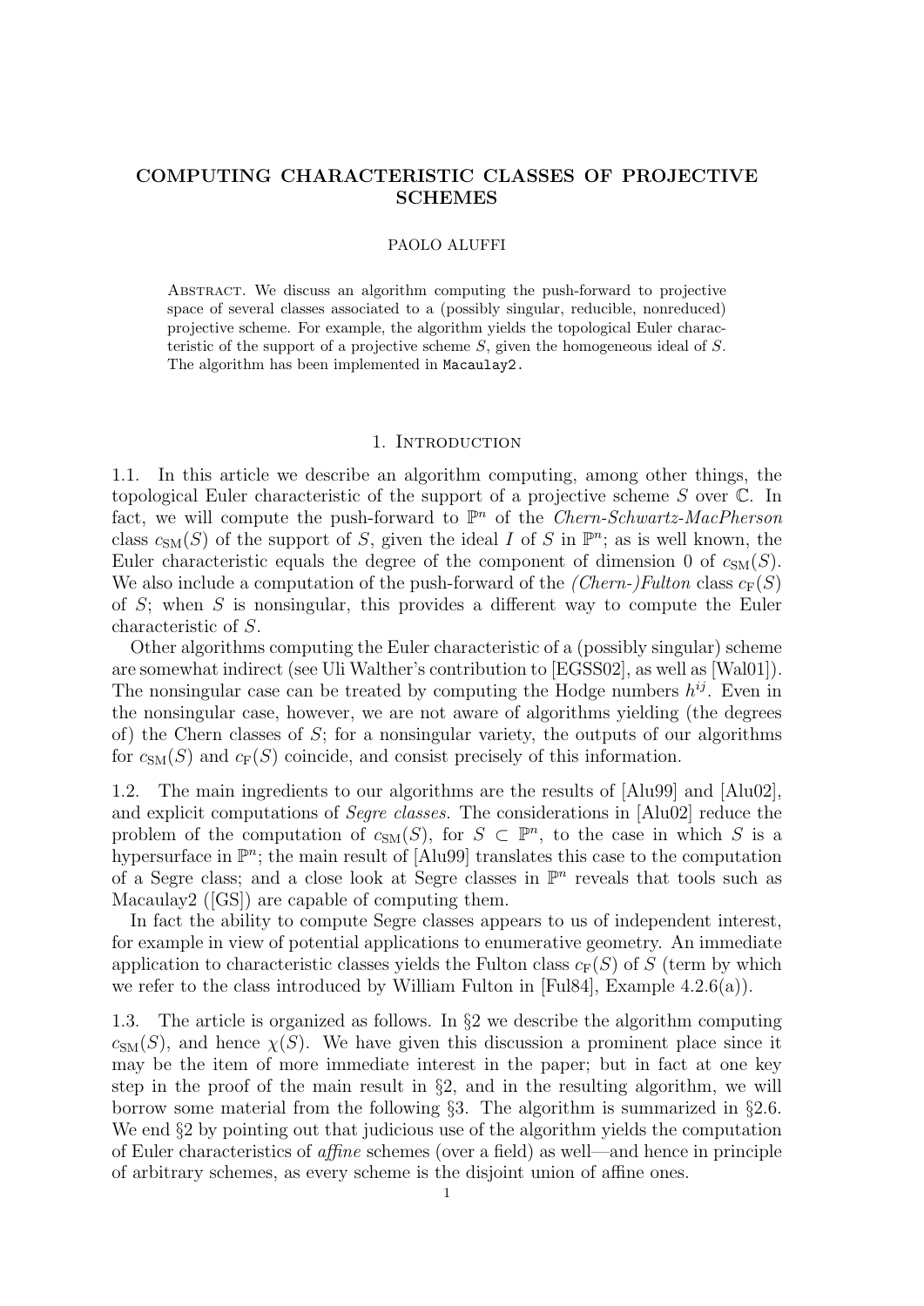# COMPUTING CHARACTERISTIC CLASSES OF PROJECTIVE SCHEMES

PAOLO ALUFFI

Abstract. We discuss an algorithm computing the push-forward to projective space of several classes associated to a (possibly singular, reducible, nonreduced) projective scheme. For example, the algorithm yields the topological Euler characteristic of the support of a projective scheme $S$, given the homogeneous ideal of $S$. The algorithm has been implemented in Macaulay2.

## 1. Introduction

1.1. In this article we describe an algorithm computing, among other things, the topological Euler characteristic of the support of a projective scheme $S$ over $\mathbb{C}$. In fact, we will compute the push-forward to $\mathbb{P}^n$ of the *Chern-Schwartz-MacPherson* class $c_{\rm SM}(S)$ of the support of $S$, given the ideal $I$ of $S$ in $\mathbb{P}^n$; as is well known, the Euler characteristic equals the degree of the component of dimension 0 of $c_{\rm SM}(S)$. We also include a computation of the push-forward of the *(Chern-)Fulton* class $c_{\rm F}(S)$ of $S$; when $S$ is nonsingular, this provides a different way to compute the Euler characteristic of $S$.

Other algorithms computing the Euler characteristic of a (possibly singular) scheme are somewhat indirect (see Uli Walther's contribution to [EGSS02], as well as [Wal01]). The nonsingular case can be treated by computing the Hodge numbers $h^{ij}$. Even in the nonsingular case, however, we are not aware of algorithms yielding (the degrees of) the Chern classes of $S$; for a nonsingular variety, the outputs of our algorithms for $c_{\rm SM}(S)$ and $c_{\rm F}(S)$ coincide, and consist precisely of this information.

1.2. The main ingredients to our algorithms are the results of [Alu99] and [Alu02], and explicit computations of *Segre classes*. The considerations in [Alu02] reduce the problem of the computation of $c_{\rm SM}(S)$, for $S \subset \mathbb{P}^n$, to the case in which $S$ is a hypersurface in $\mathbb{P}^n$; the main result of [Alu99] translates this case to the computation of a Segre class; and a close look at Segre classes in $\mathbb{P}^n$ reveals that tools such as Macaulay2 ([GS]) are capable of computing them.

In fact the ability to compute Segre classes appears to us of independent interest, for example in view of potential applications to enumerative geometry. An immediate application to characteristic classes yields the Fulton class $c_{\rm F}(S)$ of $S$ (term by which we refer to the class introduced by William Fulton in [Ful84], Example 4.2.6(a)).

1.3. The article is organized as follows. In §2 we describe the algorithm computing $c_{\rm SM}(S)$, and hence $\chi(S)$. We have given this discussion a prominent place since it may be the item of more immediate interest in the paper; but in fact at one key step in the proof of the main result in §2, and in the resulting algorithm, we will borrow some material from the following §3. The algorithm is summarized in §2.6. We end §2 by pointing out that judicious use of the algorithm yields the computation of Euler characteristics of *affine* schemes (over a field) as well—and hence in principle of arbitrary schemes, as every scheme is the disjoint union of affine ones.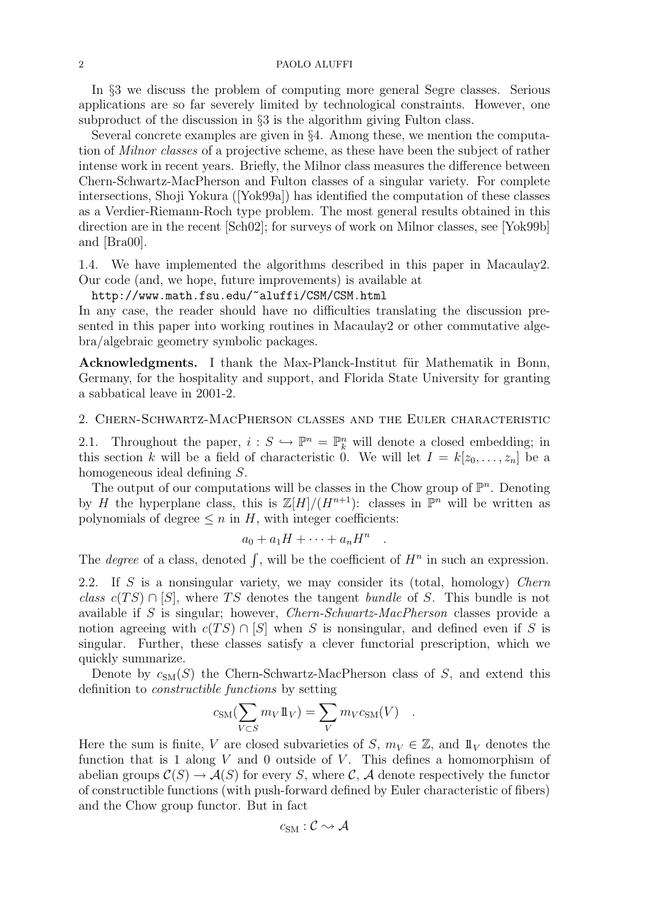In §3 we discuss the problem of computing more general Segre classes. Serious applications are so far severely limited by technological constraints. However, one subproduct of the discussion in §3 is the algorithm giving Fulton class.

Several concrete examples are given in §4. Among these, we mention the computation of *Milnor classes* of a projective scheme, as these have been the subject of rather intense work in recent years. Briefly, the Milnor class measures the difference between Chern-Schwartz-MacPherson and Fulton classes of a singular variety. For complete intersections, Shoji Yokura ([Yok99a]) has identified the computation of these classes as a Verdier-Riemann-Roch type problem. The most general results obtained in this direction are in the recent [Sch02]; for surveys of work on Milnor classes, see [Yok99b] and [Bra00].

1.4. We have implemented the algorithms described in this paper in Macaulay2. Our code (and, we hope, future improvements) is available at

`http://www.math.fsu.edu/~aluffi/CSM/CSM.html`

In any case, the reader should have no difficulties translating the discussion presented in this paper into working routines in Macaulay2 or other commutative algebra/algebraic geometry symbolic packages.

**Acknowledgments.** I thank the Max-Planck-Institut für Mathematik in Bonn, Germany, for the hospitality and support, and Florida State University for granting a sabbatical leave in 2001-2.

## 2. Chern-Schwartz-MacPherson classes and the Euler characteristic

2.1. Throughout the paper, $i : S \hookrightarrow \mathbb{P}^n = \mathbb{P}^n_k$ will denote a closed embedding; in this section $k$ will be a field of characteristic 0. We will let $I = k[z_0, \dots, z_n]$ be a homogeneous ideal defining $S$.

The output of our computations will be classes in the Chow group of $\mathbb{P}^n$. Denoting by $H$ the hyperplane class, this is $\mathbb{Z}[H]/(H^{n+1})$: classes in $\mathbb{P}^n$ will be written as polynomials of degree $\le n$ in $H$, with integer coefficients:

$$a_0 + a_1 H + \cdots + a_n H^n \quad .$$

The *degree* of a class, denoted $\int$, will be the coefficient of $H^n$ in such an expression.

2.2. If $S$ is a nonsingular variety, we may consider its (total, homology) *Chern class* $c(TS) \cap [S]$, where $TS$ denotes the tangent *bundle* of $S$. This bundle is not available if $S$ is singular; however, *Chern-Schwartz-MacPherson* classes provide a notion agreeing with $c(TS) \cap [S]$ when $S$ is nonsingular, and defined even if $S$ is singular. Further, these classes satisfy a clever functorial prescription, which we quickly summarize.

Denote by $c_{\rm SM}(S)$ the Chern-Schwartz-MacPherson class of $S$, and extend this definition to *constructible functions* by setting

$$c_{\rm SM}(\sum_{V \subset S} m_V 1\!\!1_V) = \sum_V m_V c_{\rm SM}(V) \quad .$$

Here the sum is finite, $V$ are closed subvarieties of $S$, $m_V \in \mathbb{Z}$, and $1\!\!1_V$ denotes the function that is 1 along $V$ and 0 outside of $V$. This defines a homomorphism of abelian groups $\mathcal{C}(S) \to \mathcal{A}(S)$ for every $S$, where $\mathcal{C}$, $\mathcal{A}$ denote respectively the functor of constructible functions (with push-forward defined by Euler characteristic of fibers) and the Chow group functor. But in fact

$$c_{\rm SM} : \mathcal{C} \rightsquigarrow \mathcal{A}$$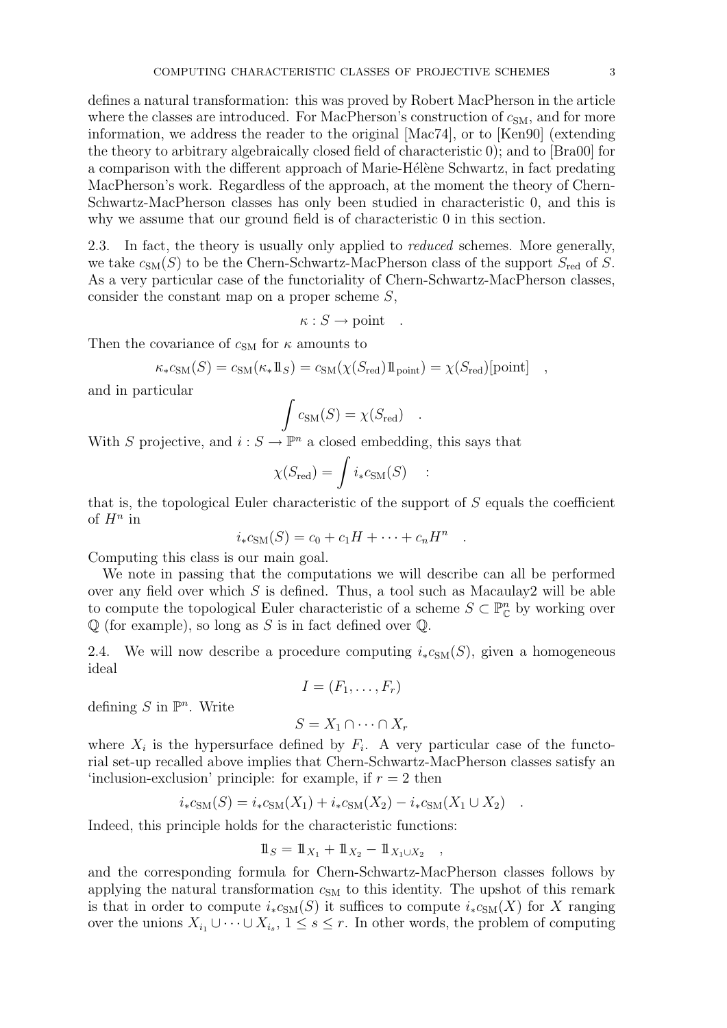defines a natural transformation: this was proved by Robert MacPherson in the article where the classes are introduced. For MacPherson's construction of $c_{\mathrm{SM}}$, and for more information, we address the reader to the original [Mac74], or to [Ken90] (extending the theory to arbitrary algebraically closed field of characteristic 0); and to [Bra00] for a comparison with the different approach of Marie-Hélène Schwartz, in fact predating MacPherson's work. Regardless of the approach, at the moment the theory of Chern-Schwartz-MacPherson classes has only been studied in characteristic 0, and this is why we assume that our ground field is of characteristic 0 in this section.

2.3. In fact, the theory is usually only applied to *reduced* schemes. More generally, we take $c_{\mathrm{SM}}(S)$ to be the Chern-Schwartz-MacPherson class of the support $S_{\mathrm{red}}$ of $S$. As a very particular case of the functoriality of Chern-Schwartz-MacPherson classes, consider the constant map on a proper scheme $S$,

$$\kappa : S \to \text{point} \quad .$$

Then the covariance of $c_{\mathrm{SM}}$ for $\kappa$ amounts to

$$\kappa_* c_{\mathrm{SM}}(S) = c_{\mathrm{SM}}(\kappa_* 1\!\!1_S) = c_{\mathrm{SM}}(\chi(S_{\mathrm{red}}) 1\!\!1_{\text{point}}) = \chi(S_{\mathrm{red}})[\text{point}] \quad ,$$

and in particular

$$\int c_{\mathrm{SM}}(S) = \chi(S_{\mathrm{red}}) \quad .$$

With $S$ projective, and $i : S \to \mathbb{P}^n$ a closed embedding, this says that

$$\chi(S_{\mathrm{red}}) = \int i_* c_{\mathrm{SM}}(S) \quad :$$

that is, the topological Euler characteristic of the support of $S$ equals the coefficient of $H^n$ in

$$i_* c_{\mathrm{SM}}(S) = c_0 + c_1 H + \cdots + c_n H^n \quad .$$

Computing this class is our main goal.

We note in passing that the computations we will describe can all be performed over any field over which $S$ is defined. Thus, a tool such as Macaulay2 will be able to compute the topological Euler characteristic of a scheme $S \subset \mathbb{P}^n_{\mathbb{C}}$ by working over $\mathbb{Q}$ (for example), so long as $S$ is in fact defined over $\mathbb{Q}$.

2.4. We will now describe a procedure computing $i_* c_{\mathrm{SM}}(S)$, given a homogeneous ideal

$$I = (F_1, \dots, F_r)$$

defining $S$ in $\mathbb{P}^n$. Write

$$S = X_1 \cap \cdots \cap X_r$$

where $X_i$ is the hypersurface defined by $F_i$. A very particular case of the functorial set-up recalled above implies that Chern-Schwartz-MacPherson classes satisfy an 'inclusion-exclusion' principle: for example, if $r = 2$ then

$$i_* c_{\mathrm{SM}}(S) = i_* c_{\mathrm{SM}}(X_1) + i_* c_{\mathrm{SM}}(X_2) - i_* c_{\mathrm{SM}}(X_1 \cup X_2) \quad .$$

Indeed, this principle holds for the characteristic functions:

$$1\!\!1_S = 1\!\!1_{X_1} + 1\!\!1_{X_2} - 1\!\!1_{X_1 \cup X_2} \quad ,$$

and the corresponding formula for Chern-Schwartz-MacPherson classes follows by applying the natural transformation $c_{\mathrm{SM}}$ to this identity. The upshot of this remark is that in order to compute $i_* c_{\mathrm{SM}}(S)$ it suffices to compute $i_* c_{\mathrm{SM}}(X)$ for $X$ ranging over the unions $X_{i_1} \cup \cdots \cup X_{i_s}$, $1 \le s \le r$. In other words, the problem of computing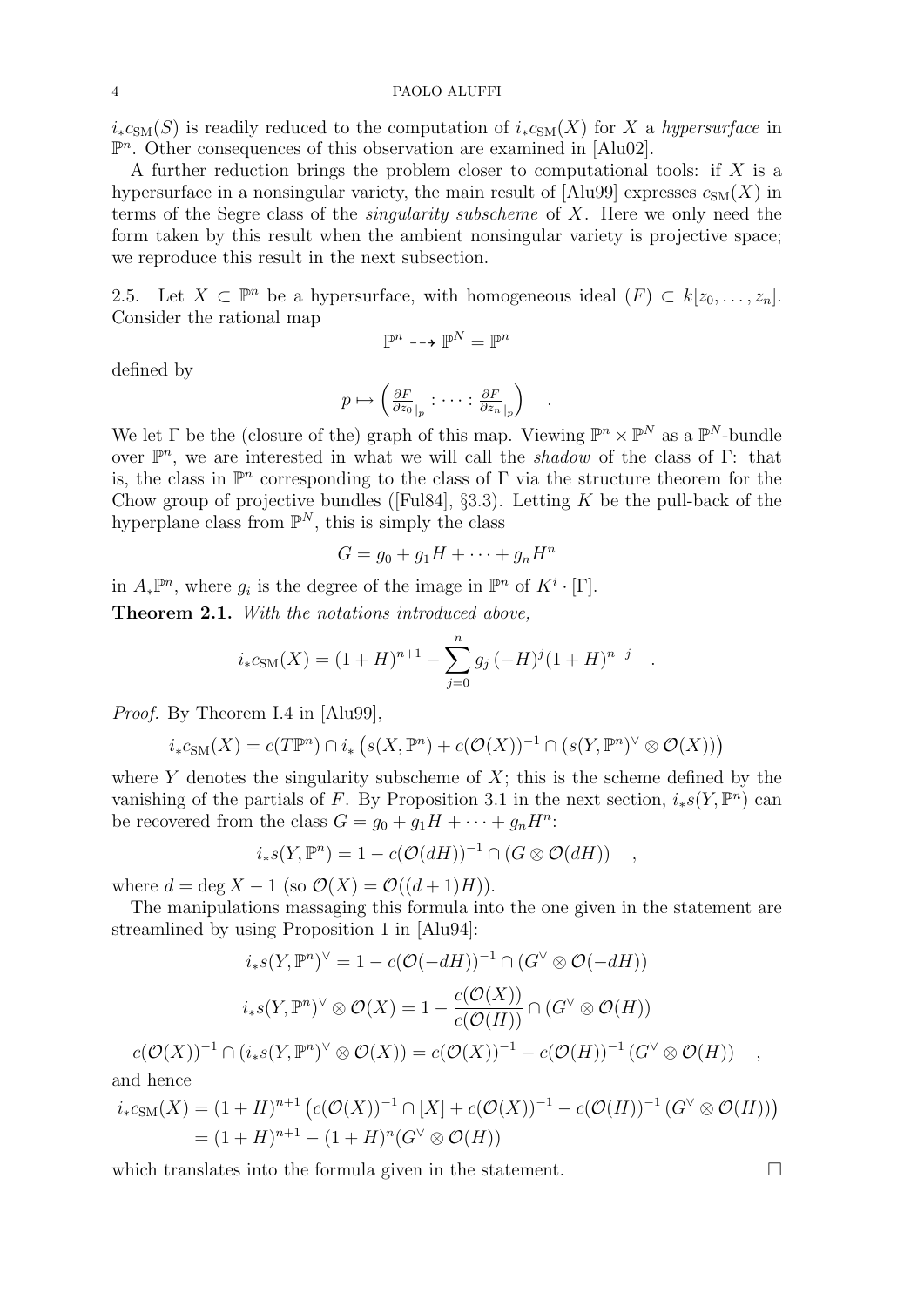$i_* c_{\rm SM}(S)$ is readily reduced to the computation of $i_* c_{\rm SM}(X)$ for $X$ a *hypersurface* in $\mathbb{P}^n$. Other consequences of this observation are examined in [Alu02].

A further reduction brings the problem closer to computational tools: if $X$ is a hypersurface in a nonsingular variety, the main result of [Alu99] expresses $c_{\rm SM}(X)$ in terms of the Segre class of the *singularity subscheme* of $X$. Here we only need the form taken by this result when the ambient nonsingular variety is projective space; we reproduce this result in the next subsection.

2.5. Let $X \subset \mathbb{P}^n$ be a hypersurface, with homogeneous ideal $(F) \subset k[z_0, \dots, z_n]$. Consider the rational map

$$\mathbb{P}^n \dashrightarrow \mathbb{P}^N = \mathbb{P}^n$$

defined by

$$p \mapsto \left( \frac{\partial F}{\partial z_0}_{|_p} : \cdots : \frac{\partial F}{\partial z_n}_{|_p} \right) \quad .$$

We let $\Gamma$ be the (closure of the) graph of this map. Viewing $\mathbb{P}^n \times \mathbb{P}^N$ as a $\mathbb{P}^N$-bundle over $\mathbb{P}^n$, we are interested in what we will call the *shadow* of the class of $\Gamma$: that is, the class in $\mathbb{P}^n$ corresponding to the class of $\Gamma$ via the structure theorem for the Chow group of projective bundles ([Ful84], §3.3). Letting $K$ be the pull-back of the hyperplane class from $\mathbb{P}^N$, this is simply the class

$$G = g_0 + g_1 H + \cdots + g_n H^n$$

in $A_* \mathbb{P}^n$, where $g_i$ is the degree of the image in $\mathbb{P}^n$ of $K^i \cdot [\Gamma]$.

**Theorem 2.1.** *With the notations introduced above,*

$$i_* c_{\rm SM}(X) = (1+H)^{n+1} - \sum_{j=0}^{n} g_j \, (-H)^j (1+H)^{n-j} \quad .$$

*Proof.* By Theorem I.4 in [Alu99],

$$i_* c_{\rm SM}(X) = c(T\mathbb{P}^n) \cap i_* \left( s(X, \mathbb{P}^n) + c(\mathcal{O}(X))^{-1} \cap (s(Y, \mathbb{P}^n)^\vee \otimes \mathcal{O}(X)) \right)$$

where $Y$ denotes the singularity subscheme of $X$; this is the scheme defined by the vanishing of the partials of $F$. By Proposition 3.1 in the next section, $i_* s(Y, \mathbb{P}^n)$ can be recovered from the class $G = g_0 + g_1 H + \cdots + g_n H^n$:

$$i_* s(Y, \mathbb{P}^n) = 1 - c(\mathcal{O}(dH))^{-1} \cap (G \otimes \mathcal{O}(dH)) \quad ,$$

where $d = \deg X - 1$ (so $\mathcal{O}(X) = \mathcal{O}((d+1)H)$).

The manipulations massaging this formula into the one given in the statement are streamlined by using Proposition 1 in [Alu94]:

$$i_* s(Y, \mathbb{P}^n)^\vee = 1 - c(\mathcal{O}(-dH))^{-1} \cap (G^\vee \otimes \mathcal{O}(-dH))$$

$$i_* s(Y, \mathbb{P}^n)^\vee \otimes \mathcal{O}(X) = 1 - \frac{c(\mathcal{O}(X))}{c(\mathcal{O}(H))} \cap (G^\vee \otimes \mathcal{O}(H))$$

$$c(\mathcal{O}(X))^{-1} \cap (i_* s(Y, \mathbb{P}^n)^\vee \otimes \mathcal{O}(X)) = c(\mathcal{O}(X))^{-1} - c(\mathcal{O}(H))^{-1} (G^\vee \otimes \mathcal{O}(H)) \quad ,$$

and hence

$$\begin{aligned} i_* c_{\rm SM}(X) &= (1+H)^{n+1} \left( c(\mathcal{O}(X))^{-1} \cap [X] + c(\mathcal{O}(X))^{-1} - c(\mathcal{O}(H))^{-1} (G^\vee \otimes \mathcal{O}(H)) \right) \\ &= (1+H)^{n+1} - (1+H)^n (G^\vee \otimes \mathcal{O}(H)) \end{aligned}$$

which translates into the formula given in the statement. $\square$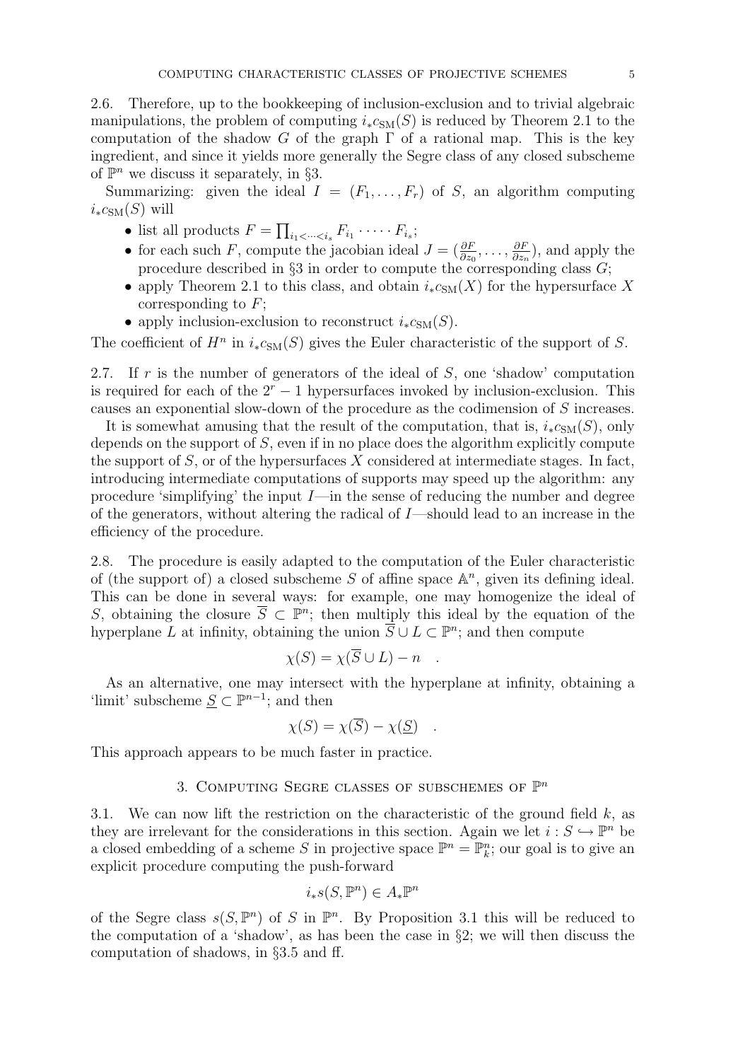2.6. Therefore, up to the bookkeeping of inclusion-exclusion and to trivial algebraic manipulations, the problem of computing $i_* c_{\rm SM}(S)$ is reduced by Theorem 2.1 to the computation of the shadow $G$ of the graph $\Gamma$ of a rational map. This is the key ingredient, and since it yields more generally the Segre class of any closed subscheme of $\mathbb{P}^n$ we discuss it separately, in §3.

Summarizing: given the ideal $I = (F_1, \dots, F_r)$ of $S$, an algorithm computing $i_* c_{\rm SM}(S)$ will

- list all products $F = \prod_{i_1 < \cdots < i_s} F_{i_1} \cdot \cdots \cdot F_{i_s}$;
- for each such $F$, compute the jacobian ideal $J = (\frac{\partial F}{\partial z_0}, \dots, \frac{\partial F}{\partial z_n})$, and apply the procedure described in §3 in order to compute the corresponding class $G$;
- apply Theorem 2.1 to this class, and obtain $i_* c_{\rm SM}(X)$ for the hypersurface $X$ corresponding to $F$;
- apply inclusion-exclusion to reconstruct $i_* c_{\rm SM}(S)$.

The coefficient of $H^n$ in $i_* c_{\rm SM}(S)$ gives the Euler characteristic of the support of $S$.

2.7. If $r$ is the number of generators of the ideal of $S$, one 'shadow' computation is required for each of the $2^r - 1$ hypersurfaces invoked by inclusion-exclusion. This causes an exponential slow-down of the procedure as the codimension of $S$ increases.

It is somewhat amusing that the result of the computation, that is, $i_* c_{\rm SM}(S)$, only depends on the support of $S$, even if in no place does the algorithm explicitly compute the support of $S$, or of the hypersurfaces $X$ considered at intermediate stages. In fact, introducing intermediate computations of supports may speed up the algorithm: any procedure 'simplifying' the input $I$—in the sense of reducing the number and degree of the generators, without altering the radical of $I$—should lead to an increase in the efficiency of the procedure.

2.8. The procedure is easily adapted to the computation of the Euler characteristic of (the support of) a closed subscheme $S$ of affine space $\mathbb{A}^n$, given its defining ideal. This can be done in several ways: for example, one may homogenize the ideal of $S$, obtaining the closure $\overline{S} \subset \mathbb{P}^n$; then multiply this ideal by the equation of the hyperplane $L$ at infinity, obtaining the union $\overline{S} \cup L \subset \mathbb{P}^n$; and then compute

$$\chi(S) = \chi(\overline{S} \cup L) - n \quad .$$

As an alternative, one may intersect with the hyperplane at infinity, obtaining a 'limit' subscheme $\underline{S} \subset \mathbb{P}^{n-1}$; and then

$$\chi(S) = \chi(\overline{S}) - \chi(\underline{S}) \quad .$$

This approach appears to be much faster in practice.

## 3. Computing Segre classes of subschemes of $\mathbb{P}^n$

3.1. We can now lift the restriction on the characteristic of the ground field $k$, as they are irrelevant for the considerations in this section. Again we let $i : S \hookrightarrow \mathbb{P}^n$ be a closed embedding of a scheme $S$ in projective space $\mathbb{P}^n = \mathbb{P}^n_k$; our goal is to give an explicit procedure computing the push-forward

$$i_* s(S, \mathbb{P}^n) \in A_* \mathbb{P}^n$$

of the Segre class $s(S, \mathbb{P}^n)$ of $S$ in $\mathbb{P}^n$. By Proposition 3.1 this will be reduced to the computation of a 'shadow', as has been the case in §2; we will then discuss the computation of shadows, in §3.5 and ff.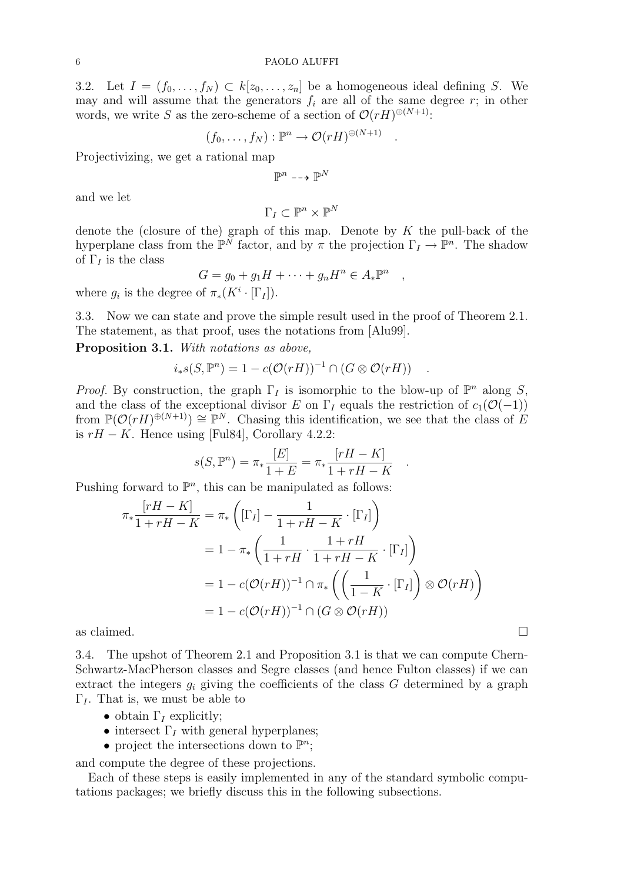3.2. Let $I = (f_0, \dots, f_N) \subset k[z_0, \dots, z_n]$ be a homogeneous ideal defining $S$. We may and will assume that the generators $f_i$ are all of the same degree $r$; in other words, we write $S$ as the zero-scheme of a section of $\mathcal{O}(rH)^{\oplus(N+1)}$:

$$(f_0, \dots, f_N) : \mathbb{P}^n \to \mathcal{O}(rH)^{\oplus(N+1)} \quad .$$

Projectivizing, we get a rational map

$$\mathbb{P}^n \dashrightarrow \mathbb{P}^N$$

and we let

$$\Gamma_I \subset \mathbb{P}^n \times \mathbb{P}^N$$

denote the (closure of the) graph of this map. Denote by $K$ the pull-back of the hyperplane class from the $\mathbb{P}^N$ factor, and by $\pi$ the projection $\Gamma_I \to \mathbb{P}^n$. The shadow of $\Gamma_I$ is the class

$$G = g_0 + g_1 H + \cdots + g_n H^n \in A_* \mathbb{P}^n \quad ,$$

where $g_i$ is the degree of $\pi_*(K^i \cdot [\Gamma_I])$.

3.3. Now we can state and prove the simple result used in the proof of Theorem 2.1. The statement, as that proof, uses the notations from [Alu99].

**Proposition 3.1.** *With notations as above,*

$$i_* s(S, \mathbb{P}^n) = 1 - c(\mathcal{O}(rH))^{-1} \cap (G \otimes \mathcal{O}(rH)) \quad .$$

*Proof.* By construction, the graph $\Gamma_I$ is isomorphic to the blow-up of $\mathbb{P}^n$ along $S$, and the class of the exceptional divisor $E$ on $\Gamma_I$ equals the restriction of $c_1(\mathcal{O}(-1))$ from $\mathbb{P}(\mathcal{O}(rH)^{\oplus(N+1)}) \cong \mathbb{P}^N$. Chasing this identification, we see that the class of $E$ is $rH - K$. Hence using [Ful84], Corollary 4.2.2:

$$s(S, \mathbb{P}^n) = \pi_* \frac{[E]}{1+E} = \pi_* \frac{[rH - K]}{1 + rH - K} \quad .$$

Pushing forward to $\mathbb{P}^n$, this can be manipulated as follows:

$$\begin{aligned}
\pi_* \frac{[rH-K]}{1+rH-K} &= \pi_* \left( [\Gamma_I] - \frac{1}{1+rH-K} \cdot [\Gamma_I] \right) \\
&= 1 - \pi_* \left( \frac{1}{1+rH} \cdot \frac{1+rH}{1+rH-K} \cdot [\Gamma_I] \right) \\
&= 1 - c(\mathcal{O}(rH))^{-1} \cap \pi_* \left( \left( \frac{1}{1-K} \cdot [\Gamma_I] \right) \otimes \mathcal{O}(rH) \right) \\
&= 1 - c(\mathcal{O}(rH))^{-1} \cap (G \otimes \mathcal{O}(rH))
\end{aligned}$$

as claimed. $\square$

3.4. The upshot of Theorem 2.1 and Proposition 3.1 is that we can compute Chern-Schwartz-MacPherson classes and Segre classes (and hence Fulton classes) if we can extract the integers $g_i$ giving the coefficients of the class $G$ determined by a graph $\Gamma_I$. That is, we must be able to

- obtain $\Gamma_I$ explicitly;
- intersect $\Gamma_I$ with general hyperplanes;
- project the intersections down to $\mathbb{P}^n$;

and compute the degree of these projections.

Each of these steps is easily implemented in any of the standard symbolic computations packages; we briefly discuss this in the following subsections.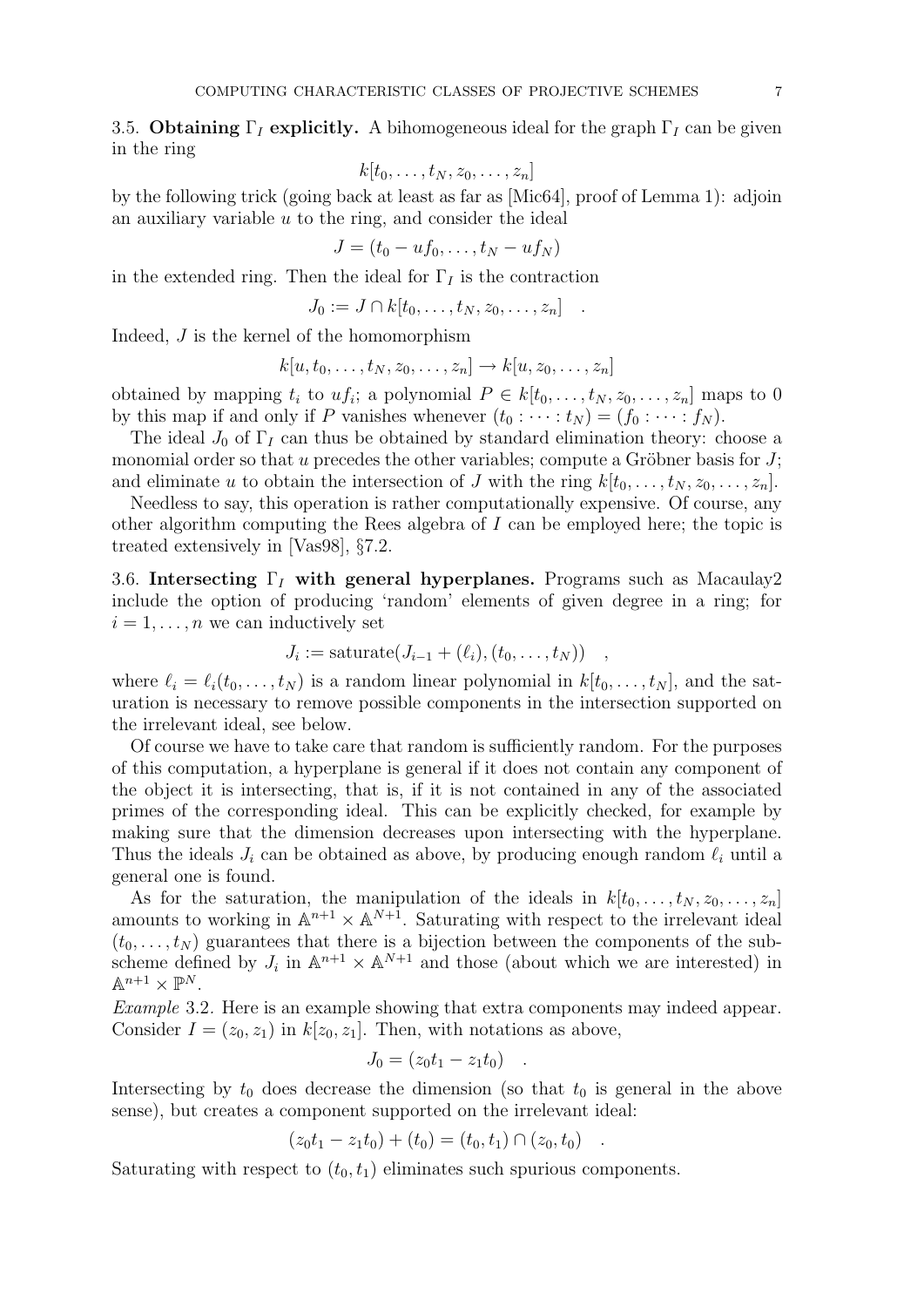3.5. **Obtaining $\Gamma_I$ explicitly.** A bihomogeneous ideal for the graph $\Gamma_I$ can be given in the ring

$$k[t_0, \dots, t_N, z_0, \dots, z_n]$$

by the following trick (going back at least as far as [Mic64], proof of Lemma 1): adjoin an auxiliary variable $u$ to the ring, and consider the ideal

$$J = (t_0 - uf_0, \dots, t_N - uf_N)$$

in the extended ring. Then the ideal for $\Gamma_I$ is the contraction

$$J_0 := J \cap k[t_0, \dots, t_N, z_0, \dots, z_n] \quad .$$

Indeed, $J$ is the kernel of the homomorphism

$$k[u, t_0, \dots, t_N, z_0, \dots, z_n] \to k[u, z_0, \dots, z_n]$$

obtained by mapping $t_i$ to $uf_i$; a polynomial $P \in k[t_0, \dots, t_N, z_0, \dots, z_n]$ maps to 0 by this map if and only if $P$ vanishes whenever $(t_0 : \dots : t_N) = (f_0 : \dots : f_N)$.

The ideal $J_0$ of $\Gamma_I$ can thus be obtained by standard elimination theory: choose a monomial order so that $u$ precedes the other variables; compute a Gröbner basis for $J$; and eliminate $u$ to obtain the intersection of $J$ with the ring $k[t_0, \dots, t_N, z_0, \dots, z_n]$.

Needless to say, this operation is rather computationally expensive. Of course, any other algorithm computing the Rees algebra of $I$ can be employed here; the topic is treated extensively in [Vas98], §7.2.

3.6. **Intersecting $\Gamma_I$ with general hyperplanes.** Programs such as Macaulay2 include the option of producing 'random' elements of given degree in a ring; for $i = 1, \dots, n$ we can inductively set

$$J_i := \text{saturate}(J_{i-1} + (\ell_i), (t_0, \dots, t_N)) \quad ,$$

where $\ell_i = \ell_i(t_0, \dots, t_N)$ is a random linear polynomial in $k[t_0, \dots, t_N]$, and the saturation is necessary to remove possible components in the intersection supported on the irrelevant ideal, see below.

Of course we have to take care that random is sufficiently random. For the purposes of this computation, a hyperplane is general if it does not contain any component of the object it is intersecting, that is, if it is not contained in any of the associated primes of the corresponding ideal. This can be explicitly checked, for example by making sure that the dimension decreases upon intersecting with the hyperplane. Thus the ideals $J_i$ can be obtained as above, by producing enough random $\ell_i$ until a general one is found.

As for the saturation, the manipulation of the ideals in $k[t_0, \dots, t_N, z_0, \dots, z_n]$ amounts to working in $\mathbb{A}^{n+1} \times \mathbb{A}^{N+1}$. Saturating with respect to the irrelevant ideal $(t_0, \dots, t_N)$ guarantees that there is a bijection between the components of the subscheme defined by $J_i$ in $\mathbb{A}^{n+1} \times \mathbb{A}^{N+1}$ and those (about which we are interested) in $\mathbb{A}^{n+1} \times \mathbb{P}^N$.

*Example* 3.2. Here is an example showing that extra components may indeed appear. Consider $I = (z_0, z_1)$ in $k[z_0, z_1]$. Then, with notations as above,

$$J_0 = (z_0 t_1 - z_1 t_0) \quad .$$

Intersecting by $t_0$ does decrease the dimension (so that $t_0$ is general in the above sense), but creates a component supported on the irrelevant ideal:

$$(z_0 t_1 - z_1 t_0) + (t_0) = (t_0, t_1) \cap (z_0, t_0) \quad .$$

Saturating with respect to $(t_0, t_1)$ eliminates such spurious components.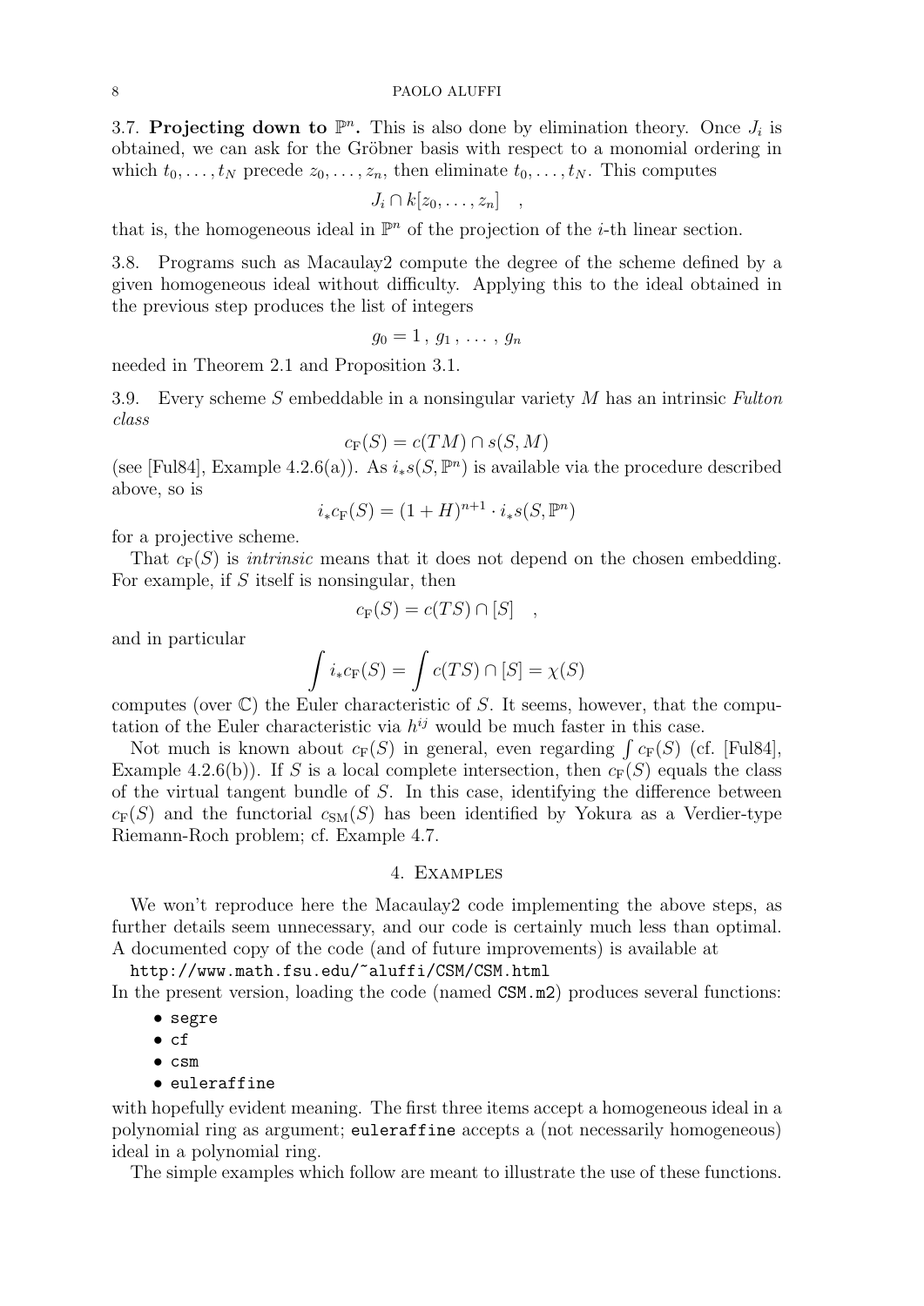3.7. **Projecting down to $\mathbb{P}^n$.** This is also done by elimination theory. Once $J_i$ is obtained, we can ask for the Gröbner basis with respect to a monomial ordering in which $t_0, \dots, t_N$ precede $z_0, \dots, z_n$, then eliminate $t_0, \dots, t_N$. This computes

$$J_i \cap k[z_0, \dots, z_n] \quad ,$$

that is, the homogeneous ideal in $\mathbb{P}^n$ of the projection of the $i$-th linear section.

3.8. Programs such as Macaulay2 compute the degree of the scheme defined by a given homogeneous ideal without difficulty. Applying this to the ideal obtained in the previous step produces the list of integers

$$g_0 = 1 \, , \, g_1 \, , \, \dots \, , \, g_n$$

needed in Theorem 2.1 and Proposition 3.1.

3.9. Every scheme $S$ embeddable in a nonsingular variety $M$ has an intrinsic *Fulton class*

$$c_{\mathrm{F}}(S) = c(TM) \cap s(S, M)$$

(see [Ful84], Example 4.2.6(a)). As $i_* s(S, \mathbb{P}^n)$ is available via the procedure described above, so is

$$i_* c_{\mathrm{F}}(S) = (1+H)^{n+1} \cdot i_* s(S, \mathbb{P}^n)$$

for a projective scheme.

That $c_{\mathrm{F}}(S)$ is *intrinsic* means that it does not depend on the chosen embedding. For example, if $S$ itself is nonsingular, then

$$c_{\mathrm{F}}(S) = c(TS) \cap [S] \quad ,$$

and in particular

$$\int i_* c_{\mathrm{F}}(S) = \int c(TS) \cap [S] = \chi(S)$$

computes (over $\mathbb{C}$) the Euler characteristic of $S$. It seems, however, that the computation of the Euler characteristic via $h^{ij}$ would be much faster in this case.

Not much is known about $c_{\mathrm{F}}(S)$ in general, even regarding $\int c_{\mathrm{F}}(S)$ (cf. [Ful84], Example 4.2.6(b)). If $S$ is a local complete intersection, then $c_{\mathrm{F}}(S)$ equals the class of the virtual tangent bundle of $S$. In this case, identifying the difference between $c_{\mathrm{F}}(S)$ and the functorial $c_{\mathrm{SM}}(S)$ has been identified by Yokura as a Verdier-type Riemann-Roch problem; cf. Example 4.7.

## 4. Examples

We won't reproduce here the Macaulay2 code implementing the above steps, as further details seem unnecessary, and our code is certainly much less than optimal. A documented copy of the code (and of future improvements) is available at

`http://www.math.fsu.edu/~aluffi/CSM/CSM.html`

In the present version, loading the code (named `CSM.m2`) produces several functions:

- `segre`
- `cf`
- `csm`
- `euleraffine`

with hopefully evident meaning. The first three items accept a homogeneous ideal in a polynomial ring as argument; `euleraffine` accepts a (not necessarily homogeneous) ideal in a polynomial ring.

The simple examples which follow are meant to illustrate the use of these functions.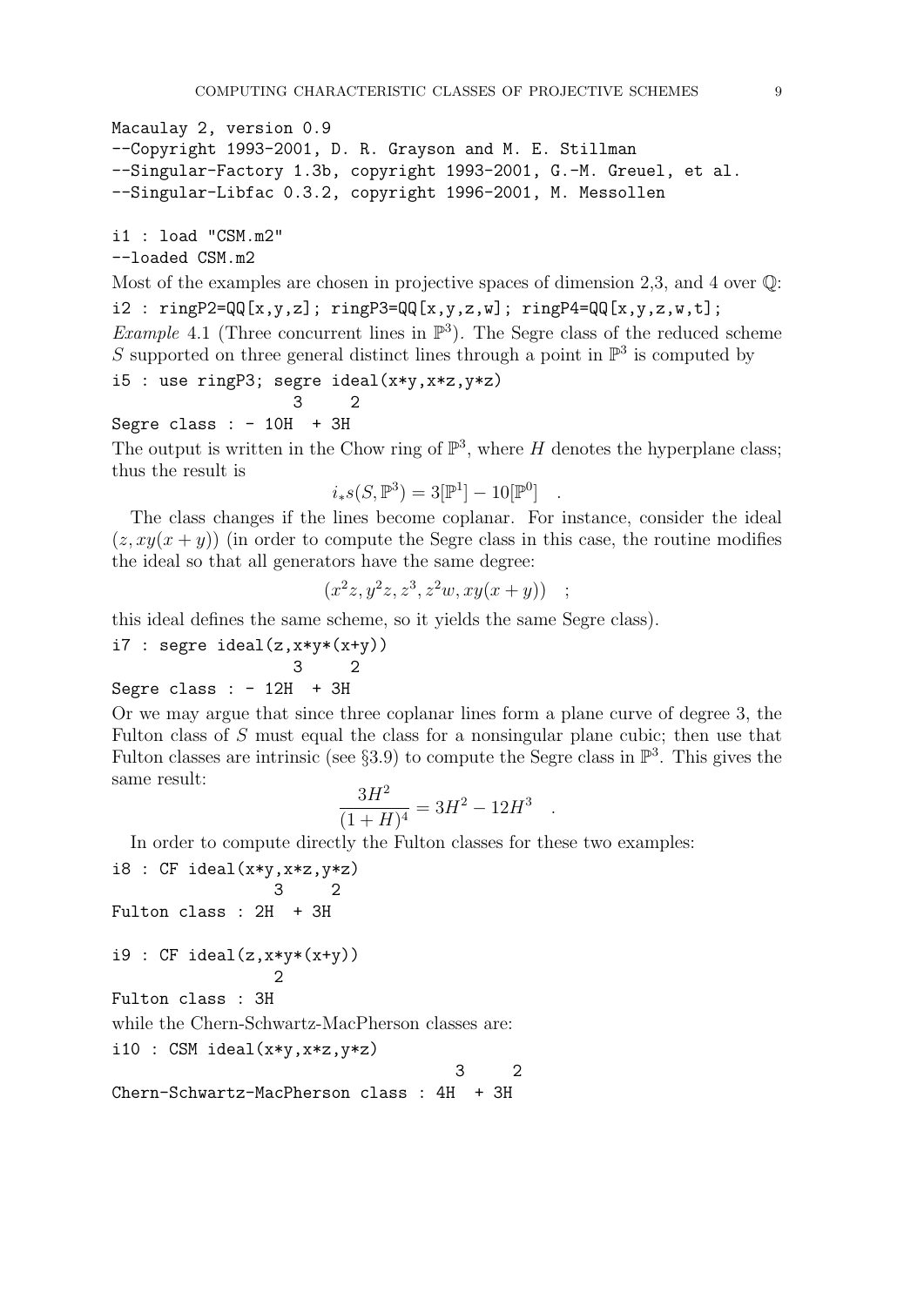```
Macaulay 2, version 0.9
--Copyright 1993-2001, D. R. Grayson and M. E. Stillman
--Singular-Factory 1.3b, copyright 1993-2001, G.-M. Greuel, et al.
--Singular-Libfac 0.3.2, copyright 1996-2001, M. Messollen

i1 : load "CSM.m2"
--loaded CSM.m2
```

Most of the examples are chosen in projective spaces of dimension 2,3, and 4 over $\mathbb{Q}$:

```
i2 : ringP2=QQ[x,y,z]; ringP3=QQ[x,y,z,w]; ringP4=QQ[x,y,z,w,t];
```

*Example* 4.1 (Three concurrent lines in $\mathbb{P}^3$). The Segre class of the reduced scheme $S$ supported on three general distinct lines through a point in $\mathbb{P}^3$ is computed by

```
i5 : use ringP3; segre ideal(x*y,x*z,y*z)
                   3     2
Segre class : - 10H  + 3H
```

The output is written in the Chow ring of $\mathbb{P}^3$, where $H$ denotes the hyperplane class; thus the result is

$$i_*s(S,\mathbb{P}^3) = 3[\mathbb{P}^1] - 10[\mathbb{P}^0] \quad .$$

The class changes if the lines become coplanar. For instance, consider the ideal $(z, xy(x+y))$ (in order to compute the Segre class in this case, the routine modifies the ideal so that all generators have the same degree:

$$(x^2z, y^2z, z^3, z^2w, xy(x+y)) \quad ;$$

this ideal defines the same scheme, so it yields the same Segre class).

```
i7 : segre ideal(z,x*y*(x+y))
                   3     2
Segre class : - 12H  + 3H
```

Or we may argue that since three coplanar lines form a plane curve of degree 3, the Fulton class of $S$ must equal the class for a nonsingular plane cubic; then use that Fulton classes are intrinsic (see §3.9) to compute the Segre class in $\mathbb{P}^3$. This gives the same result:

$$\frac{3H^2}{(1+H)^4} = 3H^2 - 12H^3 \quad .$$

In order to compute directly the Fulton classes for these two examples:

```
i8 : CF ideal(x*y,x*z,y*z)
                 3     2
Fulton class : 2H  + 3H

i9 : CF ideal(z,x*y*(x+y))
                 2
Fulton class : 3H
```

while the Chern-Schwartz-MacPherson classes are:

```
i10 : CSM ideal(x*y,x*z,y*z)
                                    3     2
Chern-Schwartz-MacPherson class : 4H  + 3H
```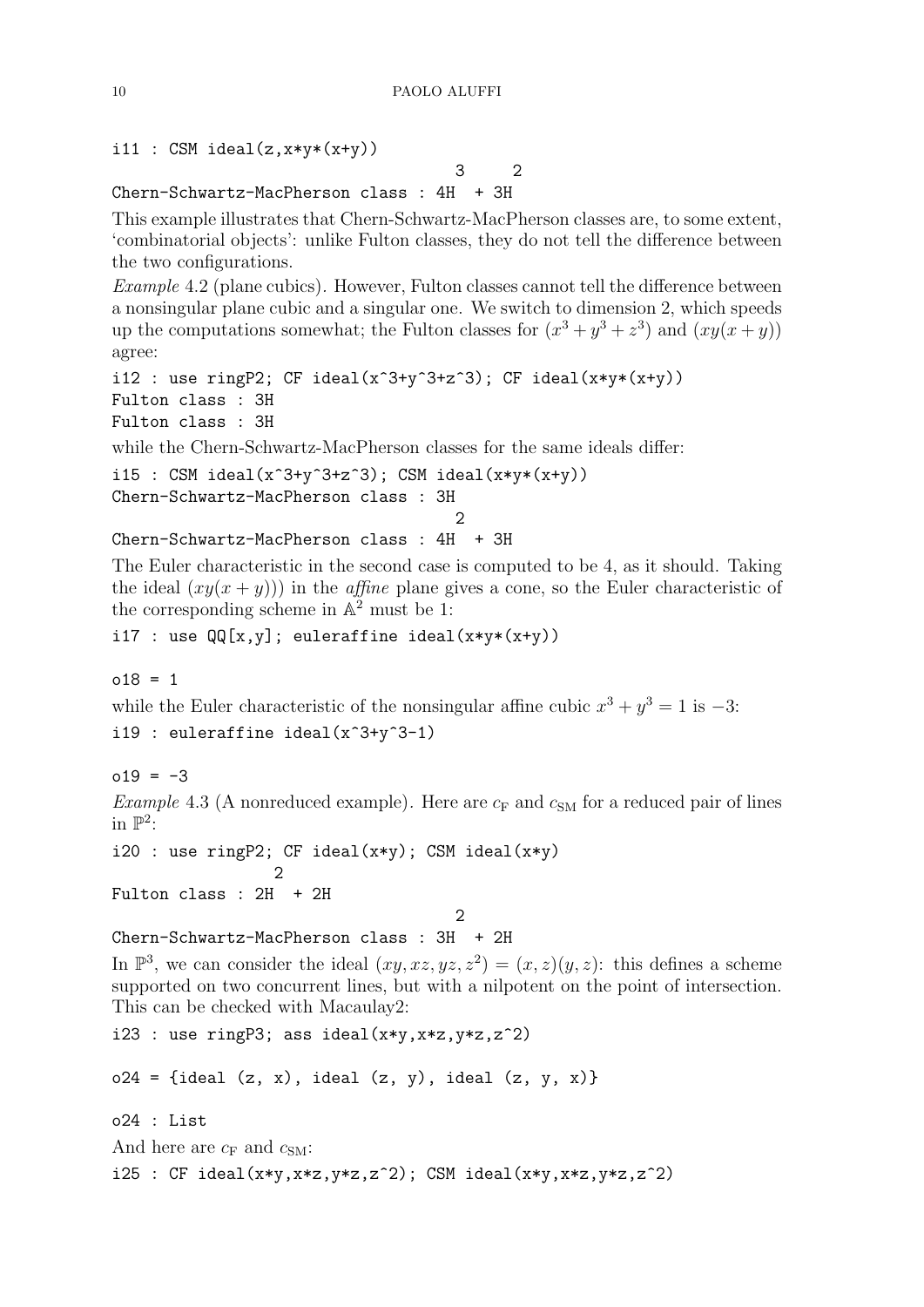```
i11 : CSM ideal(z,x*y*(x+y))
                                      3     2
Chern-Schwartz-MacPherson class : 4H  + 3H
```

This example illustrates that Chern-Schwartz-MacPherson classes are, to some extent, 'combinatorial objects': unlike Fulton classes, they do not tell the difference between the two configurations.

*Example* 4.2 (plane cubics). However, Fulton classes cannot tell the difference between a nonsingular plane cubic and a singular one. We switch to dimension 2, which speeds up the computations somewhat; the Fulton classes for $(x^3 + y^3 + z^3)$ and $(xy(x + y))$ agree:

```
i12 : use ringP2; CF ideal(x^3+y^3+z^3); CF ideal(x*y*(x+y))
Fulton class : 3H
Fulton class : 3H
```

while the Chern-Schwartz-MacPherson classes for the same ideals differ:

```
i15 : CSM ideal(x^3+y^3+z^3); CSM ideal(x*y*(x+y))
Chern-Schwartz-MacPherson class : 3H
                                      2
Chern-Schwartz-MacPherson class : 4H  + 3H
```

The Euler characteristic in the second case is computed to be 4, as it should. Taking the ideal $(xy(x + y)))$ in the *affine* plane gives a cone, so the Euler characteristic of the corresponding scheme in $\mathbb{A}^2$ must be 1:

```
i17 : use QQ[x,y]; euleraffine ideal(x*y*(x+y))

o18 = 1
```

while the Euler characteristic of the nonsingular affine cubic $x^3 + y^3 = 1$ is $-3$:

```
i19 : euleraffine ideal(x^3+y^3-1)

o19 = -3
```

*Example* 4.3 (A nonreduced example). Here are $c_{\text{F}}$ and $c_{\text{SM}}$ for a reduced pair of lines in $\mathbb{P}^2$:

```
i20 : use ringP2; CF ideal(x*y); CSM ideal(x*y)
                 2
Fulton class : 2H  + 2H
                                      2
Chern-Schwartz-MacPherson class : 3H  + 2H
```

In $\mathbb{P}^3$, we can consider the ideal $(xy, xz, yz, z^2) = (x, z)(y, z)$: this defines a scheme supported on two concurrent lines, but with a nilpotent on the point of intersection. This can be checked with Macaulay2:

```
i23 : use ringP3; ass ideal(x*y,x*z,y*z,z^2)

o24 = {ideal (z, x), ideal (z, y), ideal (z, y, x)}

o24 : List
```

And here are $c_{\text{F}}$ and $c_{\text{SM}}$:

```
i25 : CF ideal(x*y,x*z,y*z,z^2); CSM ideal(x*y,x*z,y*z,z^2)
```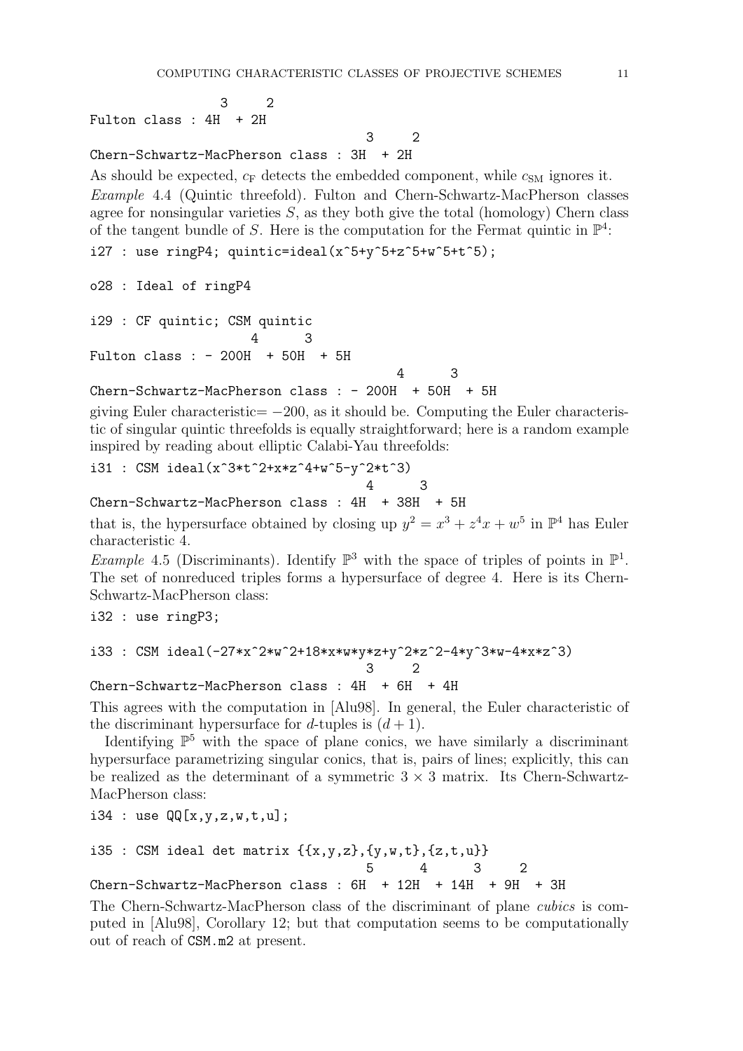```
                 3     2
Fulton class : 4H  + 2H
                                            3     2
Chern-Schwartz-MacPherson class : 3H  + 2H
```

As should be expected, $c_{\mathrm{F}}$ detects the embedded component, while $c_{\mathrm{SM}}$ ignores it.

*Example* 4.4 (Quintic threefold). Fulton and Chern-Schwartz-MacPherson classes agree for nonsingular varieties $S$, as they both give the total (homology) Chern class of the tangent bundle of $S$. Here is the computation for the Fermat quintic in $\mathbb{P}^4$:

```
i27 : use ringP4; quintic=ideal(x^5+y^5+z^5+w^5+t^5);

o28 : Ideal of ringP4

i29 : CF quintic; CSM quintic
                      4      3
Fulton class : - 200H  + 50H  + 5H
                                              4      3
Chern-Schwartz-MacPherson class : - 200H  + 50H  + 5H
```

giving Euler characteristic$= -200$, as it should be. Computing the Euler characteristic of singular quintic threefolds is equally straightforward; here is a random example inspired by reading about elliptic Calabi-Yau threefolds:

```
i31 : CSM ideal(x^3*t^2+x*z^4+w^5-y^2*t^3)
                                            4      3
Chern-Schwartz-MacPherson class : 4H  + 38H  + 5H
```

that is, the hypersurface obtained by closing up $y^2 = x^3 + z^4 x + w^5$ in $\mathbb{P}^4$ has Euler characteristic 4.

*Example* 4.5 (Discriminants). Identify $\mathbb{P}^3$ with the space of triples of points in $\mathbb{P}^1$. The set of nonreduced triples forms a hypersurface of degree 4. Here is its Chern-Schwartz-MacPherson class:

```
i32 : use ringP3;

i33 : CSM ideal(-27*x^2*w^2+18*x*w*y*z+y^2*z^2-4*y^3*w-4*x*z^3)
                                            3     2
Chern-Schwartz-MacPherson class : 4H  + 6H  + 4H
```

This agrees with the computation in [Alu98]. In general, the Euler characteristic of the discriminant hypersurface for $d$-tuples is $(d+1)$.

Identifying $\mathbb{P}^5$ with the space of plane conics, we have similarly a discriminant hypersurface parametrizing singular conics, that is, pairs of lines; explicitly, this can be realized as the determinant of a symmetric $3 \times 3$ matrix. Its Chern-Schwartz-MacPherson class:

```
i34 : use QQ[x,y,z,w,t,u];

i35 : CSM ideal det matrix {{x,y,z},{y,w,t},{z,t,u}}
                                            5      4      3     2
Chern-Schwartz-MacPherson class : 6H  + 12H  + 14H  + 9H  + 3H
```

The Chern-Schwartz-MacPherson class of the discriminant of plane *cubics* is computed in [Alu98], Corollary 12; but that computation seems to be computationally out of reach of `CSM.m2` at present.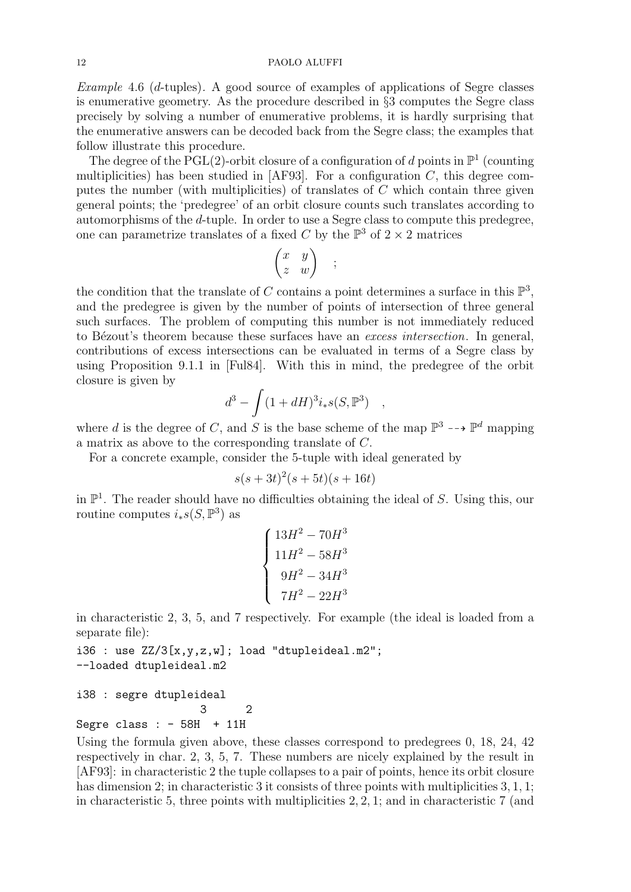*Example* 4.6 (*d*-tuples). A good source of examples of applications of Segre classes is enumerative geometry. As the procedure described in §3 computes the Segre class precisely by solving a number of enumerative problems, it is hardly surprising that the enumerative answers can be decoded back from the Segre class; the examples that follow illustrate this procedure.

The degree of the PGL(2)-orbit closure of a configuration of $d$ points in $\mathbb{P}^1$ (counting multiplicities) has been studied in [AF93]. For a configuration $C$, this degree computes the number (with multiplicities) of translates of $C$ which contain three given general points; the 'predegree' of an orbit closure counts such translates according to automorphisms of the $d$-tuple. In order to use a Segre class to compute this predegree, one can parametrize translates of a fixed $C$ by the $\mathbb{P}^3$ of $2 \times 2$ matrices

$$\begin{pmatrix} x & y \\ z & w \end{pmatrix} \quad ;$$

the condition that the translate of $C$ contains a point determines a surface in this $\mathbb{P}^3$, and the predegree is given by the number of points of intersection of three general such surfaces. The problem of computing this number is not immediately reduced to Bézout's theorem because these surfaces have an *excess intersection*. In general, contributions of excess intersections can be evaluated in terms of a Segre class by using Proposition 9.1.1 in [Ful84]. With this in mind, the predegree of the orbit closure is given by

$$d^3 - \int (1 + dH)^3 i_* s(S, \mathbb{P}^3) \quad ,$$

where $d$ is the degree of $C$, and $S$ is the base scheme of the map $\mathbb{P}^3 \dashrightarrow \mathbb{P}^d$ mapping a matrix as above to the corresponding translate of $C$.

For a concrete example, consider the 5-tuple with ideal generated by

$$s(s + 3t)^2(s + 5t)(s + 16t)$$

in $\mathbb{P}^1$. The reader should have no difficulties obtaining the ideal of $S$. Using this, our routine computes $i_* s(S, \mathbb{P}^3)$ as

$$\begin{cases} 13H^2 - 70H^3 \\ 11H^2 - 58H^3 \\ \ \ 9H^2 - 34H^3 \\ \ \ 7H^2 - 22H^3 \end{cases}$$

in characteristic 2, 3, 5, and 7 respectively. For example (the ideal is loaded from a separate file):

```
i36 : use ZZ/3[x,y,z,w]; load "dtupleideal.m2";
--loaded dtupleideal.m2

i38 : segre dtupleideal
                   3      2
Segre class : - 58H  + 11H
```

Using the formula given above, these classes correspond to predegrees 0, 18, 24, 42 respectively in char. 2, 3, 5, 7. These numbers are nicely explained by the result in [AF93]: in characteristic 2 the tuple collapses to a pair of points, hence its orbit closure has dimension 2; in characteristic 3 it consists of three points with multiplicities 3, 1, 1; in characteristic 5, three points with multiplicities 2, 2, 1; and in characteristic 7 (and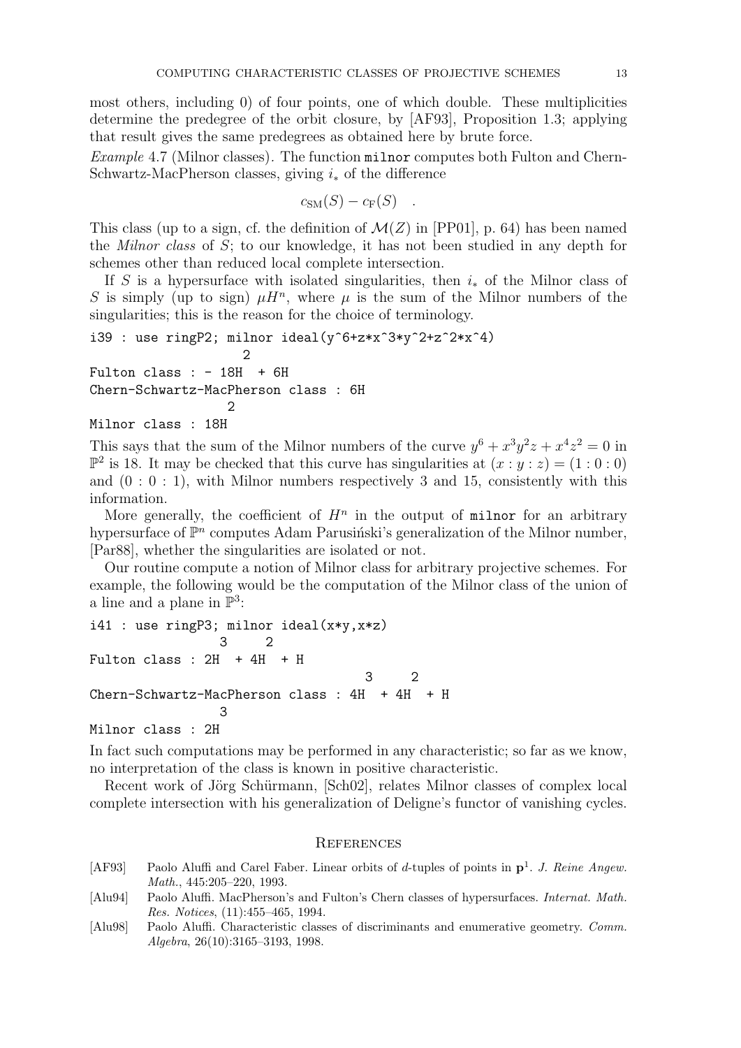most others, including 0) of four points, one of which double. These multiplicities determine the predegree of the orbit closure, by [AF93], Proposition 1.3; applying that result gives the same predegrees as obtained here by brute force.

*Example* 4.7 (Milnor classes). The function `milnor` computes both Fulton and Chern-Schwartz-MacPherson classes, giving $i_*$ of the difference

$$c_{\mathrm{SM}}(S) - c_{\mathrm{F}}(S) \quad .$$

This class (up to a sign, cf. the definition of $\mathcal{M}(Z)$ in [PP01], p. 64) has been named the *Milnor class* of $S$; to our knowledge, it has not been studied in any depth for schemes other than reduced local complete intersection.

If $S$ is a hypersurface with isolated singularities, then $i_*$ of the Milnor class of $S$ is simply (up to sign) $\mu H^n$, where $\mu$ is the sum of the Milnor numbers of the singularities; this is the reason for the choice of terminology.

```
i39 : use ringP2; milnor ideal(y^6+z*x^3*y^2+z^2*x^4)
                     2
Fulton class : - 18H  + 6H
Chern-Schwartz-MacPherson class : 6H
                   2
Milnor class : 18H
```

This says that the sum of the Milnor numbers of the curve $y^6 + x^3y^2z + x^4z^2 = 0$ in $\mathbb{P}^2$ is 18. It may be checked that this curve has singularities at $(x : y : z) = (1 : 0 : 0)$ and $(0 : 0 : 1)$, with Milnor numbers respectively 3 and 15, consistently with this information.

More generally, the coefficient of $H^n$ in the output of `milnor` for an arbitrary hypersurface of $\mathbb{P}^n$ computes Adam Parusiński's generalization of the Milnor number, [Par88], whether the singularities are isolated or not.

Our routine compute a notion of Milnor class for arbitrary projective schemes. For example, the following would be the computation of the Milnor class of the union of a line and a plane in $\mathbb{P}^3$:

```
i41 : use ringP3; milnor ideal(x*y,x*z)
                3     2
Fulton class : 2H  + 4H  + H
                                      3     2
Chern-Schwartz-MacPherson class : 4H  + 4H  + H
                3
Milnor class : 2H
```

In fact such computations may be performed in any characteristic; so far as we know, no interpretation of the class is known in positive characteristic.

Recent work of Jörg Schürmann, [Sch02], relates Milnor classes of complex local complete intersection with his generalization of Deligne's functor of vanishing cycles.

## References

[AF93] Paolo Aluffi and Carel Faber. Linear orbits of $d$-tuples of points in $\mathbf{P}^1$. *J. Reine Angew. Math.*, 445:205–220, 1993.

[Alu94] Paolo Aluffi. MacPherson's and Fulton's Chern classes of hypersurfaces. *Internat. Math. Res. Notices*, (11):455–465, 1994.

[Alu98] Paolo Aluffi. Characteristic classes of discriminants and enumerative geometry. *Comm. Algebra*, 26(10):3165–3193, 1998.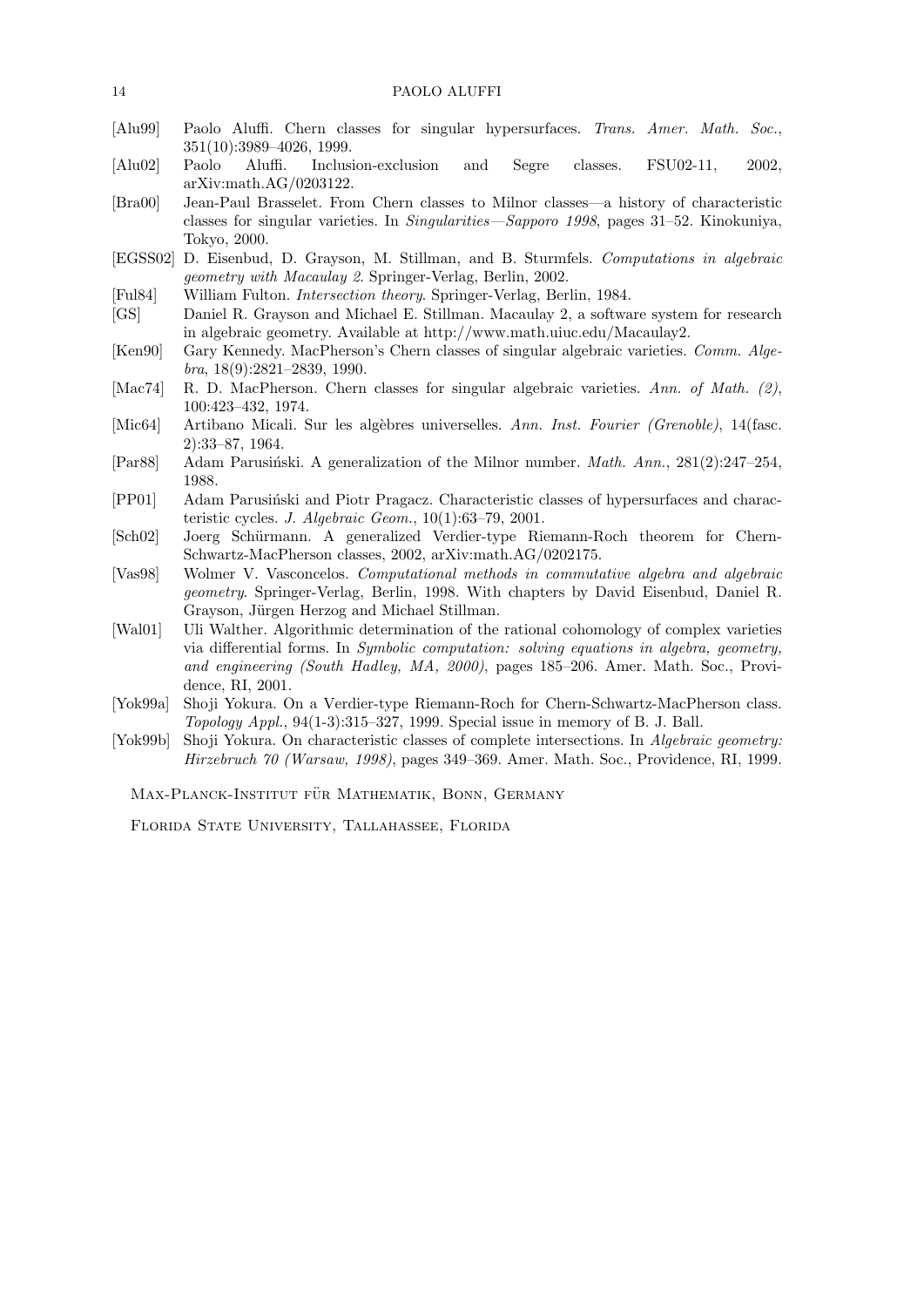- [Alu99] Paolo Aluffi. Chern classes for singular hypersurfaces. *Trans. Amer. Math. Soc.*, 351(10):3989–4026, 1999.
- [Alu02] Paolo Aluffi. Inclusion-exclusion and Segre classes. FSU02-11, 2002, arXiv:math.AG/0203122.
- [Bra00] Jean-Paul Brasselet. From Chern classes to Milnor classes—a history of characteristic classes for singular varieties. In *Singularities—Sapporo 1998*, pages 31–52. Kinokuniya, Tokyo, 2000.
- [EGSS02] D. Eisenbud, D. Grayson, M. Stillman, and B. Sturmfels. *Computations in algebraic geometry with Macaulay 2*. Springer-Verlag, Berlin, 2002.
- [Ful84] William Fulton. *Intersection theory*. Springer-Verlag, Berlin, 1984.
- [GS] Daniel R. Grayson and Michael E. Stillman. Macaulay 2, a software system for research in algebraic geometry. Available at http://www.math.uiuc.edu/Macaulay2.
- [Ken90] Gary Kennedy. MacPherson's Chern classes of singular algebraic varieties. *Comm. Algebra*, 18(9):2821–2839, 1990.
- [Mac74] R. D. MacPherson. Chern classes for singular algebraic varieties. *Ann. of Math. (2)*, 100:423–432, 1974.
- [Mic64] Artibano Micali. Sur les algèbres universelles. *Ann. Inst. Fourier (Grenoble)*, 14(fasc. 2):33–87, 1964.
- [Par88] Adam Parusiński. A generalization of the Milnor number. *Math. Ann.*, 281(2):247–254, 1988.
- [PP01] Adam Parusiński and Piotr Pragacz. Characteristic classes of hypersurfaces and characteristic cycles. *J. Algebraic Geom.*, 10(1):63–79, 2001.
- [Sch02] Joerg Schürmann. A generalized Verdier-type Riemann-Roch theorem for Chern-Schwartz-MacPherson classes, 2002, arXiv:math.AG/0202175.
- [Vas98] Wolmer V. Vasconcelos. *Computational methods in commutative algebra and algebraic geometry*. Springer-Verlag, Berlin, 1998. With chapters by David Eisenbud, Daniel R. Grayson, Jürgen Herzog and Michael Stillman.
- [Wal01] Uli Walther. Algorithmic determination of the rational cohomology of complex varieties via differential forms. In *Symbolic computation: solving equations in algebra, geometry, and engineering (South Hadley, MA, 2000)*, pages 185–206. Amer. Math. Soc., Providence, RI, 2001.
- [Yok99a] Shoji Yokura. On a Verdier-type Riemann-Roch for Chern-Schwartz-MacPherson class. *Topology Appl.*, 94(1-3):315–327, 1999. Special issue in memory of B. J. Ball.
- [Yok99b] Shoji Yokura. On characteristic classes of complete intersections. In *Algebraic geometry: Hirzebruch 70 (Warsaw, 1998)*, pages 349–369. Amer. Math. Soc., Providence, RI, 1999.

Max-Planck-Institut für Mathematik, Bonn, Germany

Florida State University, Tallahassee, Florida